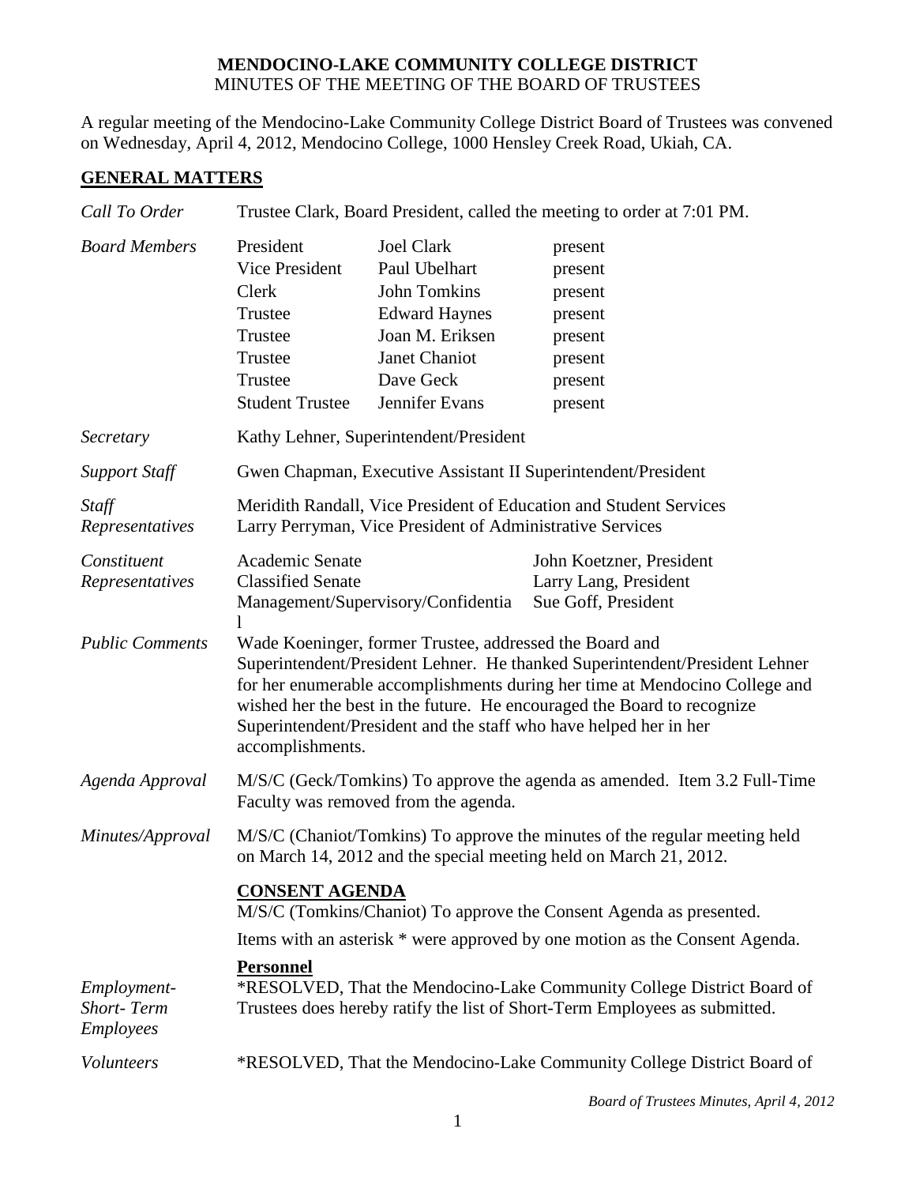# MENDOCINO-LAKE COMMUNITY COLLEGE DISTRICT
MINUTES OF THE MEETING OF THE BOARD OF TRUSTEES

A regular meeting of the Mendocino-Lake Community College District Board of Trustees was convened on Wednesday, April 4, 2012, Mendocino College, 1000 Hensley Creek Road, Ukiah, CA.

## GENERAL MATTERS

*Call To Order* — Trustee Clark, Board President, called the meeting to order at 7:01 PM.

*Board Members*

| | | |
|---|---|---|
| President | Joel Clark | present |
| Vice President | Paul Ubelhart | present |
| Clerk | John Tomkins | present |
| Trustee | Edward Haynes | present |
| Trustee | Joan M. Eriksen | present |
| Trustee | Janet Chaniot | present |
| Trustee | Dave Geck | present |
| Student Trustee | Jennifer Evans | present |

*Secretary* — Kathy Lehner, Superintendent/President

*Support Staff* — Gwen Chapman, Executive Assistant II Superintendent/President

*Staff Representatives* — Meridith Randall, Vice President of Education and Student Services; Larry Perryman, Vice President of Administrative Services

*Constituent Representatives*

| | |
|---|---|
| Academic Senate | John Koetzner, President |
| Classified Senate | Larry Lang, President |
| Management/Supervisory/Confidential | Sue Goff, President |

*Public Comments* — Wade Koeninger, former Trustee, addressed the Board and Superintendent/President Lehner. He thanked Superintendent/President Lehner for her enumerable accomplishments during her time at Mendocino College and wished her the best in the future. He encouraged the Board to recognize Superintendent/President and the staff who have helped her in her accomplishments.

*Agenda Approval* — M/S/C (Geck/Tomkins) To approve the agenda as amended. Item 3.2 Full-Time Faculty was removed from the agenda.

*Minutes/Approval* — M/S/C (Chaniot/Tomkins) To approve the minutes of the regular meeting held on March 14, 2012 and the special meeting held on March 21, 2012.

## CONSENT AGENDA

M/S/C (Tomkins/Chaniot) To approve the Consent Agenda as presented.

Items with an asterisk * were approved by one motion as the Consent Agenda.

**Personnel**

*Employment-Short- Term Employees* — *RESOLVED, That the Mendocino-Lake Community College District Board of Trustees does hereby ratify the list of Short-Term Employees as submitted.

*Volunteers* — *RESOLVED, That the Mendocino-Lake Community College District Board of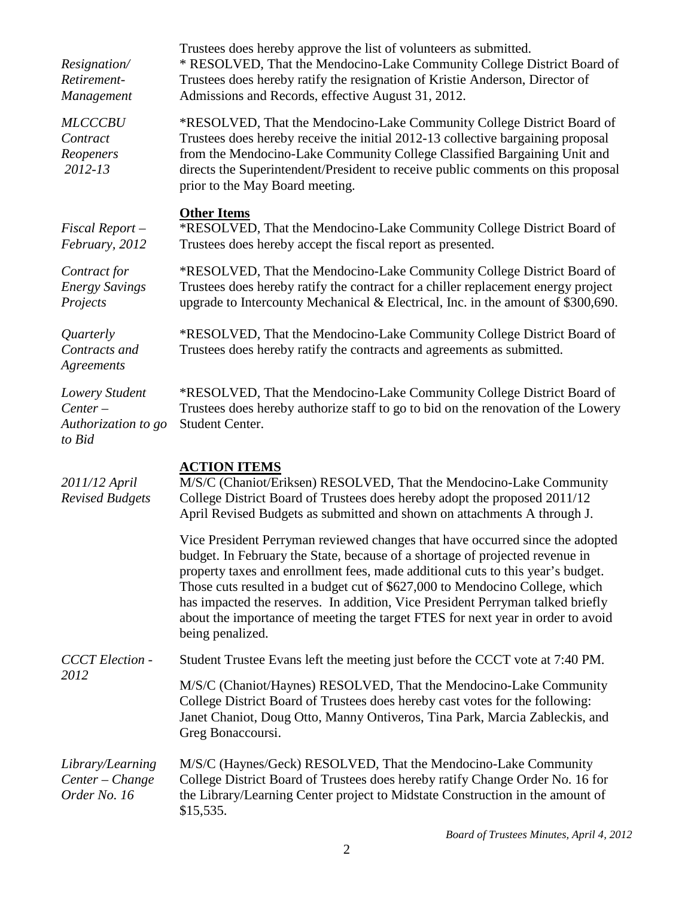Trustees does hereby approve the list of volunteers as submitted.

*Resignation/ Retirement-Management*

* RESOLVED, That the Mendocino-Lake Community College District Board of Trustees does hereby ratify the resignation of Kristie Anderson, Director of Admissions and Records, effective August 31, 2012.

*MLCCCBU Contract Reopeners 2012-13*

*RESOLVED, That the Mendocino-Lake Community College District Board of Trustees does hereby receive the initial 2012-13 collective bargaining proposal from the Mendocino-Lake Community College Classified Bargaining Unit and directs the Superintendent/President to receive public comments on this proposal prior to the May Board meeting.

**Other Items**

*Fiscal Report – February, 2012*

*RESOLVED, That the Mendocino-Lake Community College District Board of Trustees does hereby accept the fiscal report as presented.

*Contract for Energy Savings Projects*

*RESOLVED, That the Mendocino-Lake Community College District Board of Trustees does hereby ratify the contract for a chiller replacement energy project upgrade to Intercounty Mechanical & Electrical, Inc. in the amount of $300,690.

*Quarterly Contracts and Agreements*

*RESOLVED, That the Mendocino-Lake Community College District Board of Trustees does hereby ratify the contracts and agreements as submitted.

*Lowery Student Center – Authorization to go to Bid*

*RESOLVED, That the Mendocino-Lake Community College District Board of Trustees does hereby authorize staff to go to bid on the renovation of the Lowery Student Center.

**ACTION ITEMS**

*2011/12 April Revised Budgets*

M/S/C (Chaniot/Eriksen) RESOLVED, That the Mendocino-Lake Community College District Board of Trustees does hereby adopt the proposed 2011/12 April Revised Budgets as submitted and shown on attachments A through J.

Vice President Perryman reviewed changes that have occurred since the adopted budget. In February the State, because of a shortage of projected revenue in property taxes and enrollment fees, made additional cuts to this year's budget. Those cuts resulted in a budget cut of $627,000 to Mendocino College, which has impacted the reserves. In addition, Vice President Perryman talked briefly about the importance of meeting the target FTES for next year in order to avoid being penalized.

*CCCT Election - 2012*

Student Trustee Evans left the meeting just before the CCCT vote at 7:40 PM.

M/S/C (Chaniot/Haynes) RESOLVED, That the Mendocino-Lake Community College District Board of Trustees does hereby cast votes for the following: Janet Chaniot, Doug Otto, Manny Ontiveros, Tina Park, Marcia Zableckis, and Greg Bonaccoursi.

*Library/Learning Center – Change Order No. 16*

M/S/C (Haynes/Geck) RESOLVED, That the Mendocino-Lake Community College District Board of Trustees does hereby ratify Change Order No. 16 for the Library/Learning Center project to Midstate Construction in the amount of $15,535.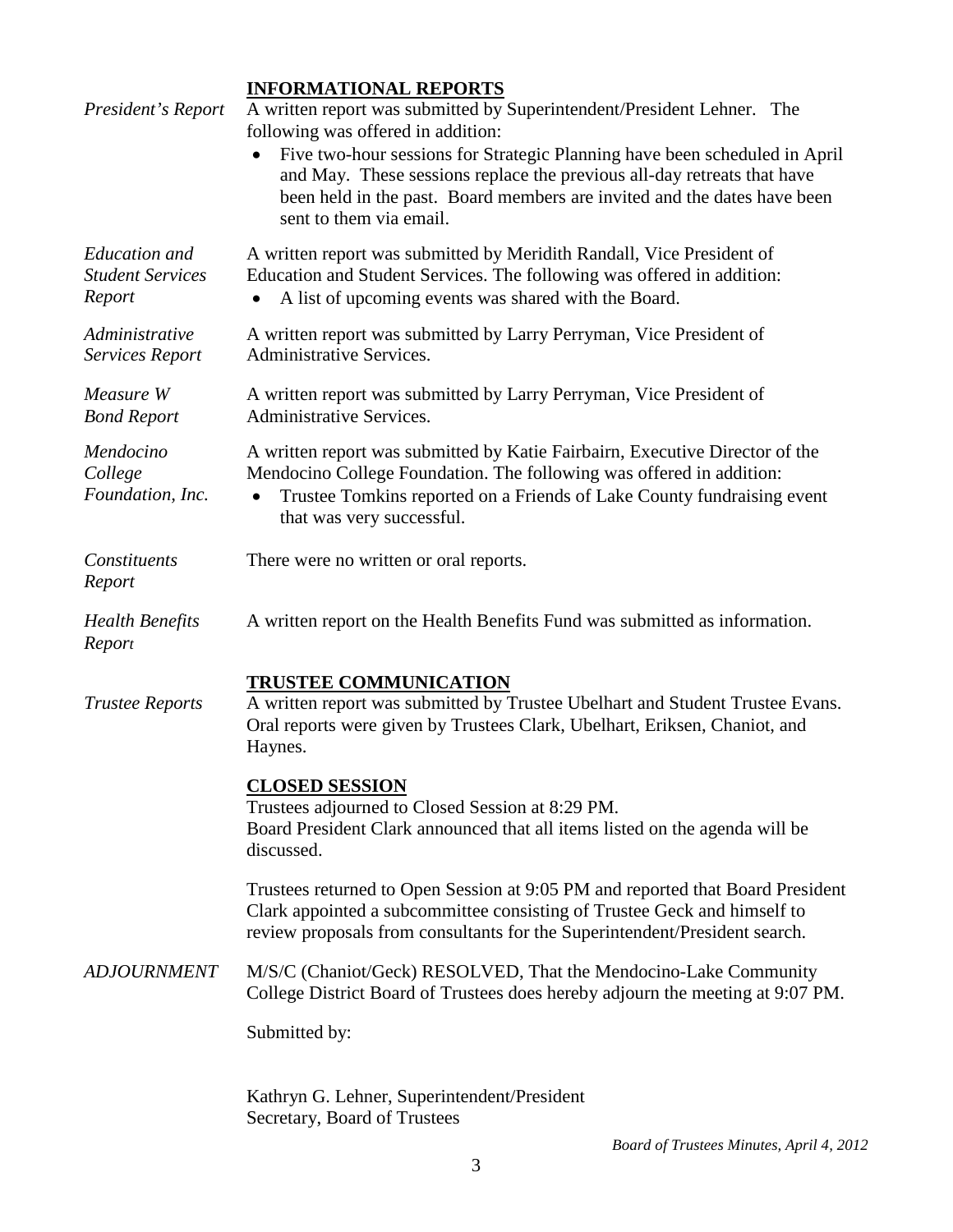## INFORMATIONAL REPORTS

*President's Report*

A written report was submitted by Superintendent/President Lehner. The following was offered in addition:

- Five two-hour sessions for Strategic Planning have been scheduled in April and May. These sessions replace the previous all-day retreats that have been held in the past. Board members are invited and the dates have been sent to them via email.

*Education and Student Services Report*

A written report was submitted by Meridith Randall, Vice President of Education and Student Services. The following was offered in addition:

- A list of upcoming events was shared with the Board.

*Administrative Services Report*

A written report was submitted by Larry Perryman, Vice President of Administrative Services.

*Measure W Bond Report*

A written report was submitted by Larry Perryman, Vice President of Administrative Services.

*Mendocino College Foundation, Inc.*

A written report was submitted by Katie Fairbairn, Executive Director of the Mendocino College Foundation. The following was offered in addition:

- Trustee Tomkins reported on a Friends of Lake County fundraising event that was very successful.

*Constituents Report*

There were no written or oral reports.

*Health Benefits Report*

A written report on the Health Benefits Fund was submitted as information.

## TRUSTEE COMMUNICATION

*Trustee Reports*

A written report was submitted by Trustee Ubelhart and Student Trustee Evans. Oral reports were given by Trustees Clark, Ubelhart, Eriksen, Chaniot, and Haynes.

## CLOSED SESSION

Trustees adjourned to Closed Session at 8:29 PM.
Board President Clark announced that all items listed on the agenda will be discussed.

Trustees returned to Open Session at 9:05 PM and reported that Board President Clark appointed a subcommittee consisting of Trustee Geck and himself to review proposals from consultants for the Superintendent/President search.

*ADJOURNMENT*

M/S/C (Chaniot/Geck) RESOLVED, That the Mendocino-Lake Community College District Board of Trustees does hereby adjourn the meeting at 9:07 PM.

Submitted by:

Kathryn G. Lehner, Superintendent/President
Secretary, Board of Trustees